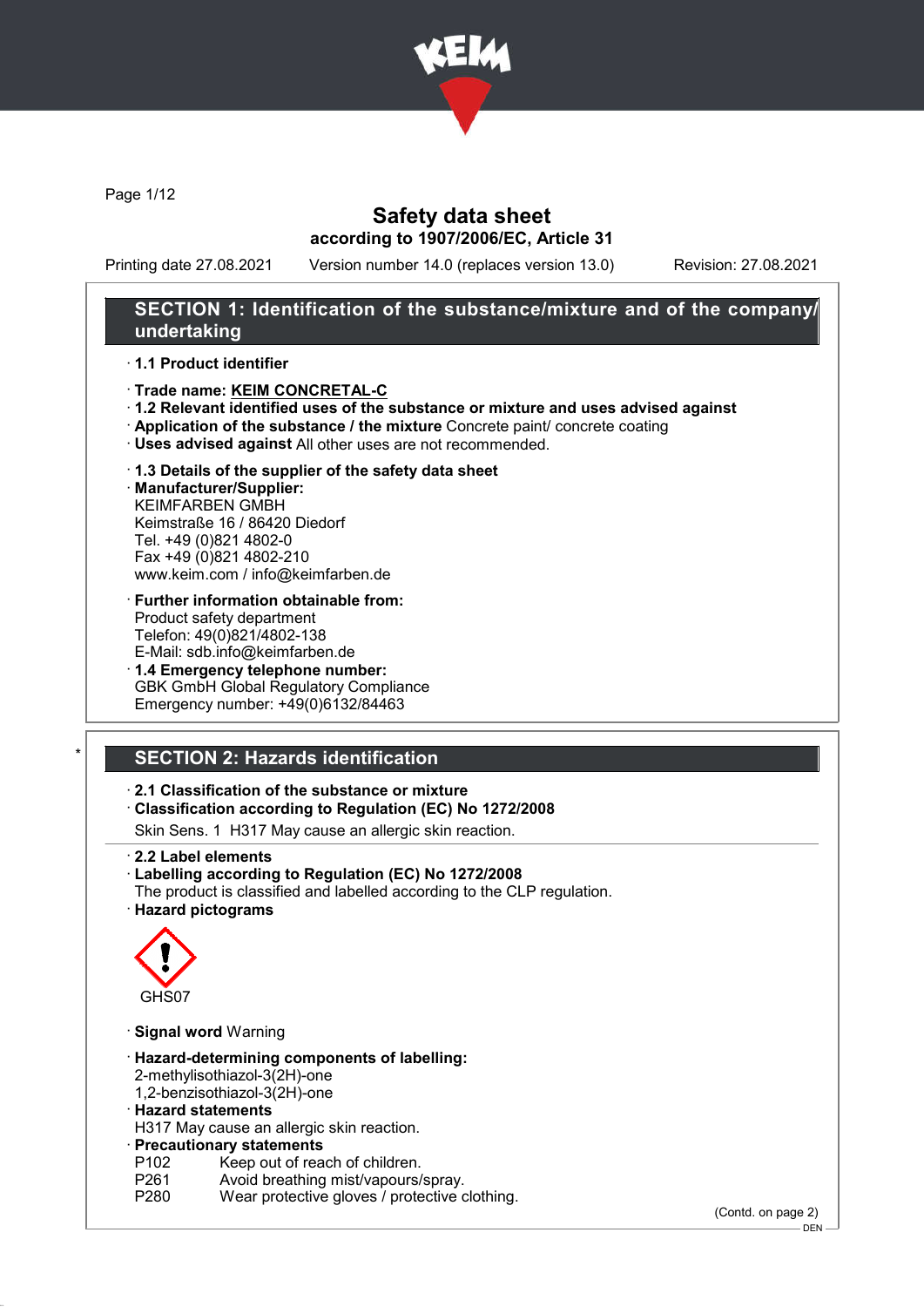# Safety data sheet
## according to 1907/2006/EC, Article 31

Printing date 27.08.2021 Version number 14.0 (replaces version 13.0) Revision: 27.08.2021

## SECTION 1: Identification of the substance/mixture and of the company/undertaking

· **1.1 Product identifier**

· **Trade name: KEIM CONCRETAL-C**
· **1.2 Relevant identified uses of the substance or mixture and uses advised against**
· **Application of the substance / the mixture** Concrete paint/ concrete coating
· **Uses advised against** All other uses are not recommended.

· **1.3 Details of the supplier of the safety data sheet**
· **Manufacturer/Supplier:**
KEIMFARBEN GMBH
Keimstraße 16 / 86420 Diedorf
Tel. +49 (0)821 4802-0
Fax +49 (0)821 4802-210
www.keim.com / info@keimfarben.de

· **Further information obtainable from:**
Product safety department
Telefon: 49(0)821/4802-138
E-Mail: sdb.info@keimfarben.de
· **1.4 Emergency telephone number:**
GBK GmbH Global Regulatory Compliance
Emergency number: +49(0)6132/84463

## SECTION 2: Hazards identification

· **2.1 Classification of the substance or mixture**
· **Classification according to Regulation (EC) No 1272/2008**
Skin Sens. 1 H317 May cause an allergic skin reaction.

· **2.2 Label elements**
· **Labelling according to Regulation (EC) No 1272/2008**
The product is classified and labelled according to the CLP regulation.
· **Hazard pictograms**

GHS07

· **Signal word** Warning

· **Hazard-determining components of labelling:**
2-methylisothiazol-3(2H)-one
1,2-benzisothiazol-3(2H)-one
· **Hazard statements**
H317 May cause an allergic skin reaction.
· **Precautionary statements**
P102 Keep out of reach of children.
P261 Avoid breathing mist/vapours/spray.
P280 Wear protective gloves / protective clothing.

(Contd. on page 2)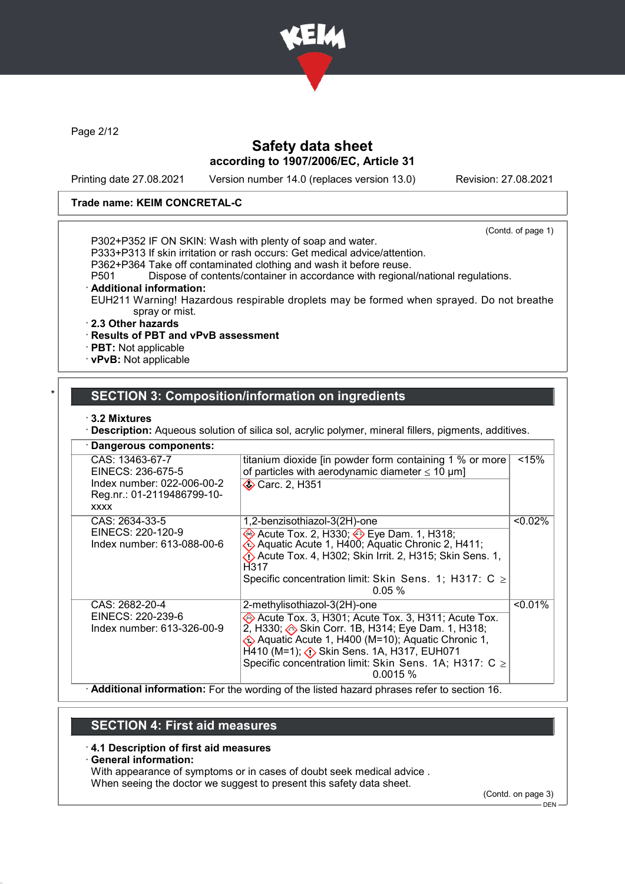Safety data sheet
according to 1907/2006/EC, Article 31

Printing date 27.08.2021 Version number 14.0 (replaces version 13.0) Revision: 27.08.2021

**Trade name: KEIM CONCRETAL-C**

(Contd. of page 1)

P302+P352 IF ON SKIN: Wash with plenty of soap and water.
P333+P313 If skin irritation or rash occurs: Get medical advice/attention.
P362+P364 Take off contaminated clothing and wash it before reuse.
P501 Dispose of contents/container in accordance with regional/national regulations.

· **Additional information:**
EUH211 Warning! Hazardous respirable droplets may be formed when sprayed. Do not breathe spray or mist.

· **2.3 Other hazards**
· **Results of PBT and vPvB assessment**
· **PBT:** Not applicable
· **vPvB:** Not applicable

## SECTION 3: Composition/information on ingredients

· **3.2 Mixtures**
· **Description:** Aqueous solution of silica sol, acrylic polymer, mineral fillers, pigments, additives.

| · Dangerous components: | | |
|---|---|---|
| CAS: 13463-67-7<br>EINECS: 236-675-5<br>Index number: 022-006-00-2<br>Reg.nr.: 01-2119486799-10-xxxx | titanium dioxide [in powder form containing 1 % or more of particles with aerodynamic diameter ≤ 10 μm]<br>Carc. 2, H351 | <15% |
| CAS: 2634-33-5<br>EINECS: 220-120-9<br>Index number: 613-088-00-6 | 1,2-benzisothiazol-3(2H)-one<br>Acute Tox. 2, H330; Eye Dam. 1, H318; Aquatic Acute 1, H400; Aquatic Chronic 2, H411; Acute Tox. 4, H302; Skin Irrit. 2, H315; Skin Sens. 1, H317<br>Specific concentration limit: Skin Sens. 1; H317: C ≥ 0.05 % | <0.02% |
| CAS: 2682-20-4<br>EINECS: 220-239-6<br>Index number: 613-326-00-9 | 2-methylisothiazol-3(2H)-one<br>Acute Tox. 3, H301; Acute Tox. 3, H311; Acute Tox. 2, H330; Skin Corr. 1B, H314; Eye Dam. 1, H318; Aquatic Acute 1, H400 (M=10); Aquatic Chronic 1, H410 (M=1); Skin Sens. 1A, H317, EUH071<br>Specific concentration limit: Skin Sens. 1A; H317: C ≥ 0.0015 % | <0.01% |

· **Additional information:** For the wording of the listed hazard phrases refer to section 16.

## SECTION 4: First aid measures

· **4.1 Description of first aid measures**
· **General information:**
With appearance of symptoms or in cases of doubt seek medical advice .
When seeing the doctor we suggest to present this safety data sheet.

(Contd. on page 3)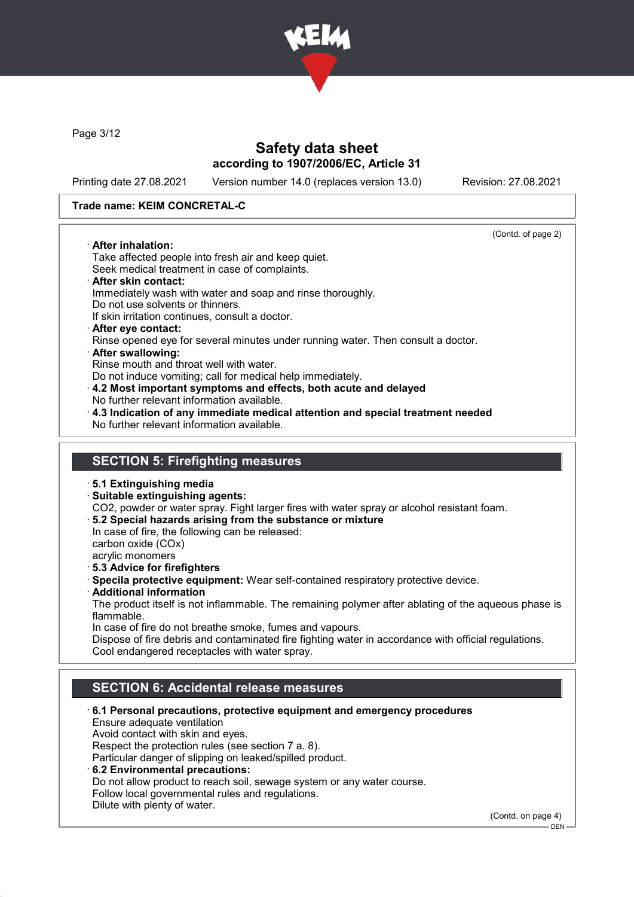**Trade name: KEIM CONCRETAL-C**

(Contd. of page 2)

· **After inhalation:**
Take affected people into fresh air and keep quiet.
Seek medical treatment in case of complaints.
· **After skin contact:**
Immediately wash with water and soap and rinse thoroughly.
Do not use solvents or thinners.
If skin irritation continues, consult a doctor.
· **After eye contact:**
Rinse opened eye for several minutes under running water. Then consult a doctor.
· **After swallowing:**
Rinse mouth and throat well with water.
Do not induce vomiting; call for medical help immediately.
· **4.2 Most important symptoms and effects, both acute and delayed**
No further relevant information available.
· **4.3 Indication of any immediate medical attention and special treatment needed**
No further relevant information available.

## SECTION 5: Firefighting measures

· **5.1 Extinguishing media**
· **Suitable extinguishing agents:**
$CO_2$, powder or water spray. Fight larger fires with water spray or alcohol resistant foam.
· **5.2 Special hazards arising from the substance or mixture**
In case of fire, the following can be released:
carbon oxide (COx)
acrylic monomers
· **5.3 Advice for firefighters**
· **Specila protective equipment:** Wear self-contained respiratory protective device.
· **Additional information**
The product itself is not inflammable. The remaining polymer after ablating of the aqueous phase is flammable.
In case of fire do not breathe smoke, fumes and vapours.
Dispose of fire debris and contaminated fire fighting water in accordance with official regulations.
Cool endangered receptacles with water spray.

## SECTION 6: Accidental release measures

· **6.1 Personal precautions, protective equipment and emergency procedures**
Ensure adequate ventilation
Avoid contact with skin and eyes.
Respect the protection rules (see section 7 a. 8).
Particular danger of slipping on leaked/spilled product.
· **6.2 Environmental precautions:**
Do not allow product to reach soil, sewage system or any water course.
Follow local governmental rules and regulations.
Dilute with plenty of water.

(Contd. on page 4)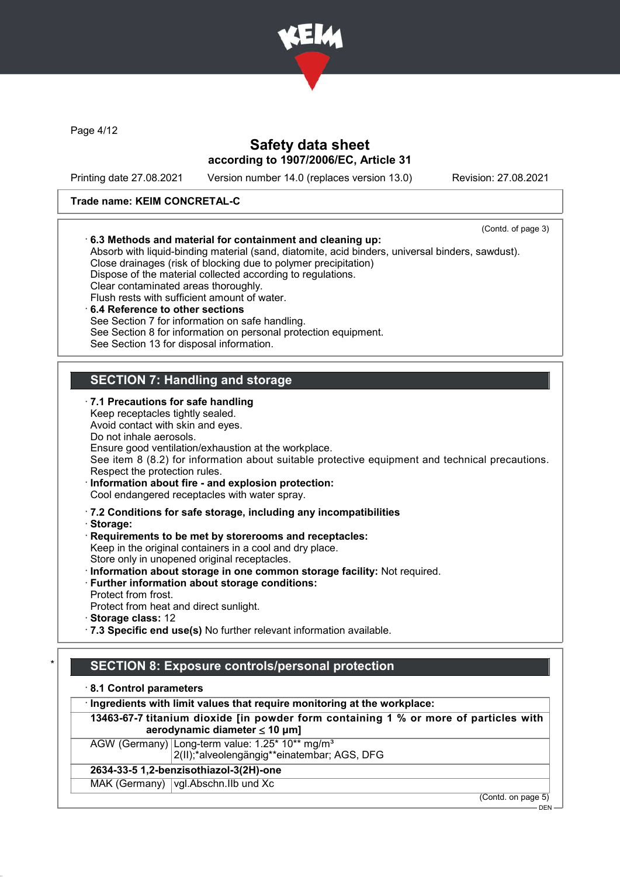Safety data sheet
according to 1907/2006/EC, Article 31

Printing date 27.08.2021 Version number 14.0 (replaces version 13.0) Revision: 27.08.2021

**Trade name: KEIM CONCRETAL-C**

(Contd. of page 3)

· **6.3 Methods and material for containment and cleaning up:**
Absorb with liquid-binding material (sand, diatomite, acid binders, universal binders, sawdust).
Close drainages (risk of blocking due to polymer precipitation)
Dispose of the material collected according to regulations.
Clear contaminated areas thoroughly.
Flush rests with sufficient amount of water.

· **6.4 Reference to other sections**
See Section 7 for information on safe handling.
See Section 8 for information on personal protection equipment.
See Section 13 for disposal information.

## SECTION 7: Handling and storage

· **7.1 Precautions for safe handling**
Keep receptacles tightly sealed.
Avoid contact with skin and eyes.
Do not inhale aerosols.
Ensure good ventilation/exhaustion at the workplace.
See item 8 (8.2) for information about suitable protective equipment and technical precautions.
Respect the protection rules.

· **Information about fire - and explosion protection:**
Cool endangered receptacles with water spray.

· **7.2 Conditions for safe storage, including any incompatibilities**
· **Storage:**
· **Requirements to be met by storerooms and receptacles:**
Keep in the original containers in a cool and dry place.
Store only in unopened original receptacles.
· **Information about storage in one common storage facility:** Not required.
· **Further information about storage conditions:**
Protect from frost.
Protect from heat and direct sunlight.
· **Storage class:** 12
· **7.3 Specific end use(s)** No further relevant information available.

## * SECTION 8: Exposure controls/personal protection

· **8.1 Control parameters**

| · Ingredients with limit values that require monitoring at the workplace: | |
|---|---|
| **13463-67-7 titanium dioxide [in powder form containing 1 % or more of particles with aerodynamic diameter ≤ 10 μm]** | |
| AGW (Germany) | Long-term value: 1.25* 10** mg/m³<br>2(II);*alveolengängig**einatembar; AGS, DFG |
| **2634-33-5 1,2-benzisothiazol-3(2H)-one** | |
| MAK (Germany) | vgl.Abschn.IIb und Xc |

(Contd. on page 5)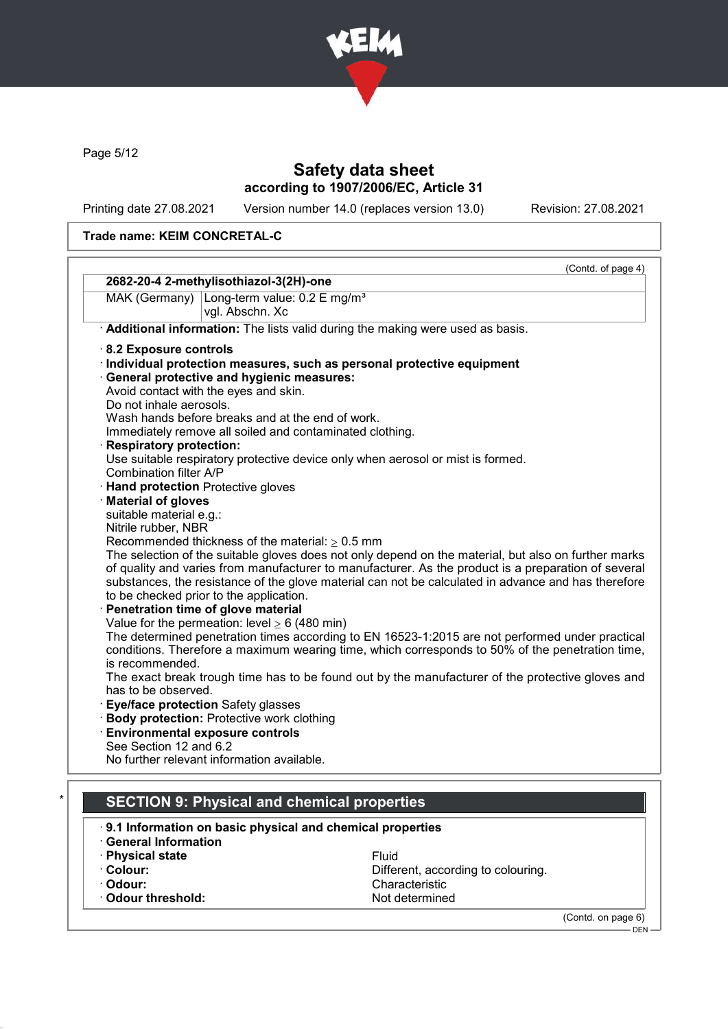(Contd. of page 4)

| 2682-20-4 2-methylisothiazol-3(2H)-one | |
|---|---|
| MAK (Germany) | Long-term value: 0.2 E mg/m³<br>vgl. Abschn. Xc |

· **Additional information:** The lists valid during the making were used as basis.

· **8.2 Exposure controls**
· **Individual protection measures, such as personal protective equipment**
· **General protective and hygienic measures:**
Avoid contact with the eyes and skin.
Do not inhale aerosols.
Wash hands before breaks and at the end of work.
Immediately remove all soiled and contaminated clothing.
· **Respiratory protection:**
Use suitable respiratory protective device only when aerosol or mist is formed.
Combination filter A/P
· **Hand protection** Protective gloves
· **Material of gloves**
suitable material e.g.:
Nitrile rubber, NBR
Recommended thickness of the material: ≥ 0.5 mm
The selection of the suitable gloves does not only depend on the material, but also on further marks of quality and varies from manufacturer to manufacturer. As the product is a preparation of several substances, the resistance of the glove material can not be calculated in advance and has therefore to be checked prior to the application.
· **Penetration time of glove material**
Value for the permeation: level ≥ 6 (480 min)
The determined penetration times according to EN 16523-1:2015 are not performed under practical conditions. Therefore a maximum wearing time, which corresponds to 50% of the penetration time, is recommended.
The exact break trough time has to be found out by the manufacturer of the protective gloves and has to be observed.
· **Eye/face protection** Safety glasses
· **Body protection:** Protective work clothing
· **Environmental exposure controls**
See Section 12 and 6.2
No further relevant information available.

## * SECTION 9: Physical and chemical properties

· **9.1 Information on basic physical and chemical properties**
· **General Information**

| | |
|---|---|
| · **Physical state** | Fluid |
| · **Colour:** | Different, according to colouring. |
| · **Odour:** | Characteristic |
| · **Odour threshold:** | Not determined |

(Contd. on page 6)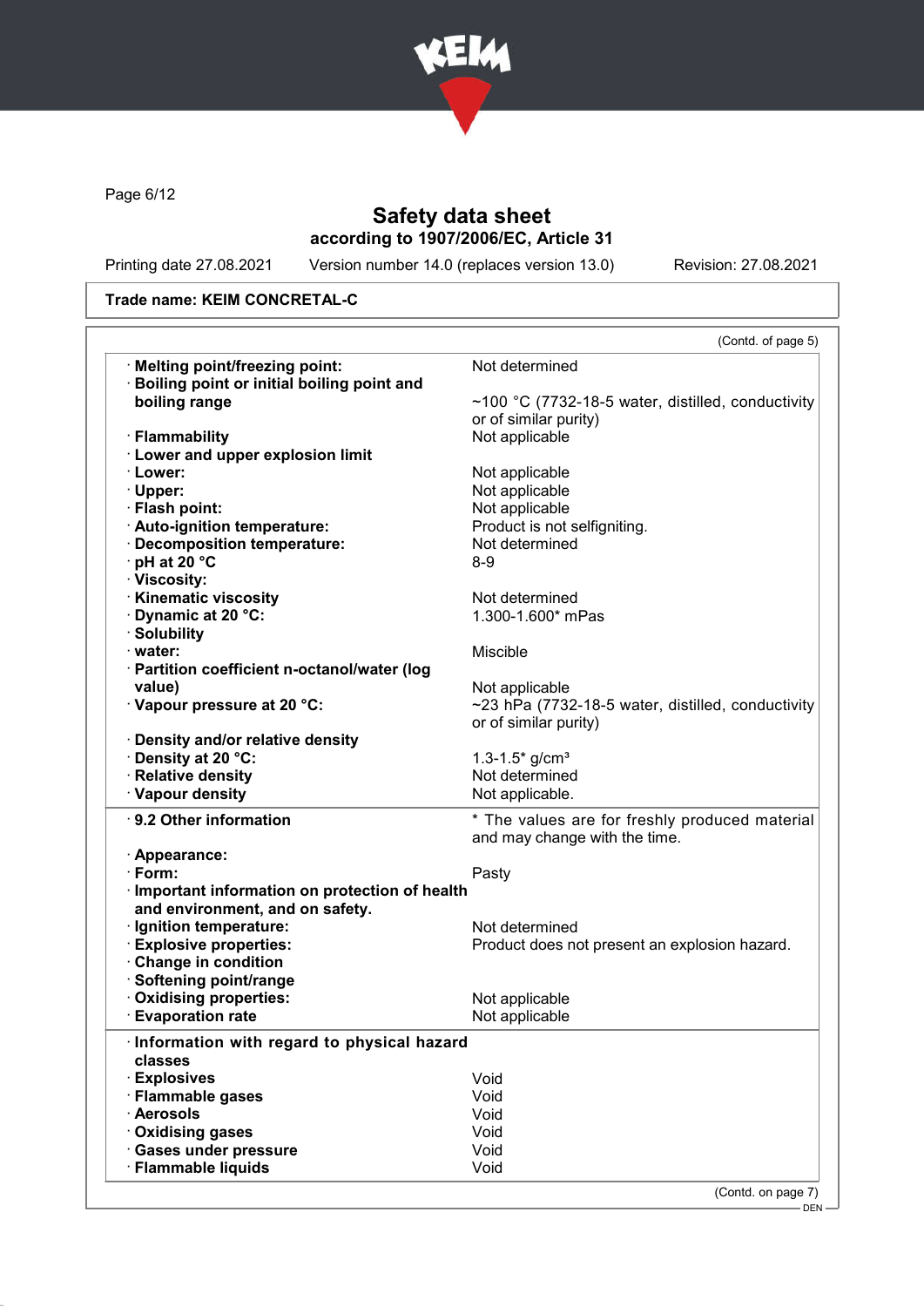Trade name: KEIM CONCRETAL-C

(Contd. of page 5)

| Property | Value |
|---|---|
| · **Melting point/freezing point:** | Not determined |
| · **Boiling point or initial boiling point and boiling range** | ~100 °C (7732-18-5 water, distilled, conductivity or of similar purity) |
| · **Flammability** | Not applicable |
| · **Lower and upper explosion limit** | |
| · **Lower:** | Not applicable |
| · **Upper:** | Not applicable |
| · **Flash point:** | Not applicable |
| · **Auto-ignition temperature:** | Product is not selfigniting. |
| · **Decomposition temperature:** | Not determined |
| · **pH at 20 °C** | 8-9 |
| · **Viscosity:** | |
| · **Kinematic viscosity** | Not determined |
| · **Dynamic at 20 °C:** | 1.300-1.600* mPas |
| · **Solubility** | |
| · **water:** | Miscible |
| · **Partition coefficient n-octanol/water (log value)** | Not applicable |
| · **Vapour pressure at 20 °C:** | ~23 hPa (7732-18-5 water, distilled, conductivity or of similar purity) |
| · **Density and/or relative density** | |
| · **Density at 20 °C:** | 1.3-1.5* g/cm³ |
| · **Relative density** | Not determined |
| · **Vapour density** | Not applicable. |

| | |
|---|---|
| · **9.2 Other information** | * The values are for freshly produced material and may change with the time. |
| · **Appearance:** | |
| · **Form:** | Pasty |
| · **Important information on protection of health and environment, and on safety.** | |
| · **Ignition temperature:** | Not determined |
| · **Explosive properties:** | Product does not present an explosion hazard. |
| · **Change in condition** | |
| · **Softening point/range** | |
| · **Oxidising properties:** | Not applicable |
| · **Evaporation rate** | Not applicable |

| | |
|---|---|
| · **Information with regard to physical hazard classes** | |
| · **Explosives** | Void |
| · **Flammable gases** | Void |
| · **Aerosols** | Void |
| · **Oxidising gases** | Void |
| · **Gases under pressure** | Void |
| · **Flammable liquids** | Void |

(Contd. on page 7)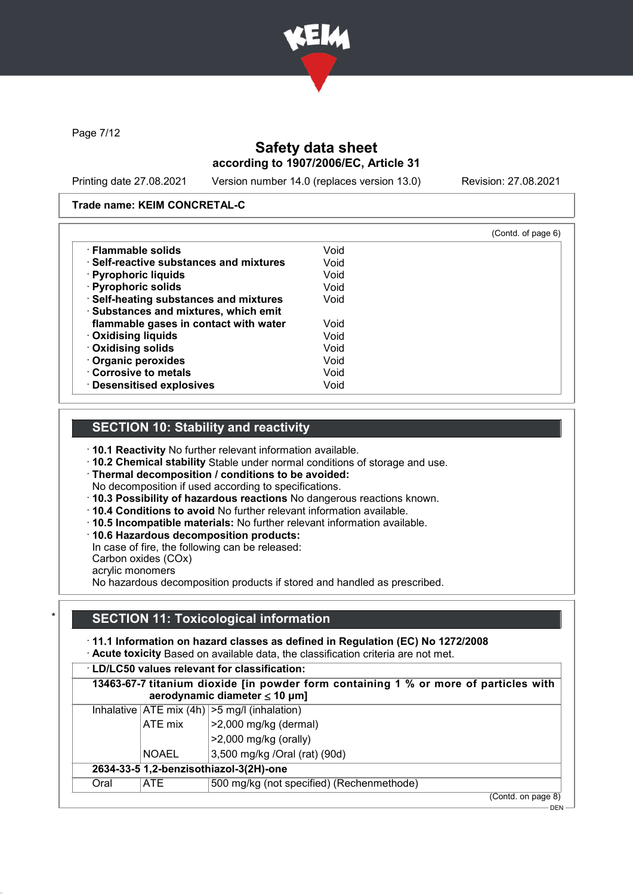Safety data sheet
according to 1907/2006/EC, Article 31

Printing date 27.08.2021 Version number 14.0 (replaces version 13.0) Revision: 27.08.2021

**Trade name: KEIM CONCRETAL-C**

(Contd. of page 6)

| | |
|---|---|
| · **Flammable solids** | Void |
| · **Self-reactive substances and mixtures** | Void |
| · **Pyrophoric liquids** | Void |
| · **Pyrophoric solids** | Void |
| · **Self-heating substances and mixtures** | Void |
| · **Substances and mixtures, which emit flammable gases in contact with water** | Void |
| · **Oxidising liquids** | Void |
| · **Oxidising solids** | Void |
| · **Organic peroxides** | Void |
| · **Corrosive to metals** | Void |
| · **Desensitised explosives** | Void |

## SECTION 10: Stability and reactivity

· **10.1 Reactivity** No further relevant information available.
· **10.2 Chemical stability** Stable under normal conditions of storage and use.
· **Thermal decomposition / conditions to be avoided:**
No decomposition if used according to specifications.
· **10.3 Possibility of hazardous reactions** No dangerous reactions known.
· **10.4 Conditions to avoid** No further relevant information available.
· **10.5 Incompatible materials:** No further relevant information available.
· **10.6 Hazardous decomposition products:**
In case of fire, the following can be released:
Carbon oxides (COx)
acrylic monomers
No hazardous decomposition products if stored and handled as prescribed.

## * SECTION 11: Toxicological information

· **11.1 Information on hazard classes as defined in Regulation (EC) No 1272/2008**
· **Acute toxicity** Based on available data, the classification criteria are not met.

· **LD/LC50 values relevant for classification:**

| | | |
|---|---|---|
| **13463-67-7 titanium dioxide [in powder form containing 1 % or more of particles with aerodynamic diameter ≤ 10 μm]** | | |
| Inhalative | ATE mix (4h) | >5 mg/l (inhalation) |
| | ATE mix | >2,000 mg/kg (dermal) |
| | | >2,000 mg/kg (orally) |
| | NOAEL | 3,500 mg/kg /Oral (rat) (90d) |
| **2634-33-5 1,2-benzisothiazol-3(2H)-one** | | |
| Oral | ATE | 500 mg/kg (not specified) (Rechenmethode) |

(Contd. on page 8)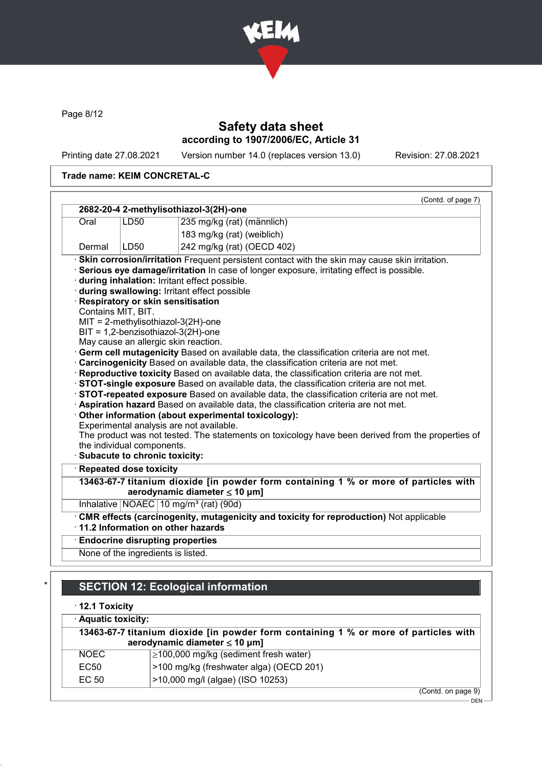Trade name: KEIM CONCRETAL-C

(Contd. of page 7)

| 2682-20-4 2-methylisothiazol-3(2H)-one | | |
|---|---|---|
| Oral | LD50 | 235 mg/kg (rat) (männlich) |
| | | 183 mg/kg (rat) (weiblich) |
| Dermal | LD50 | 242 mg/kg (rat) (OECD 402) |

· **Skin corrosion/irritation** Frequent persistent contact with the skin may cause skin irritation.
· **Serious eye damage/irritation** In case of longer exposure, irritating effect is possible.
· **during inhalation:** Irritant effect possible.
· **during swallowing:** Irritant effect possible
· **Respiratory or skin sensitisation**
Contains MIT, BIT.
MIT = 2-methylisothiazol-3(2H)-one
BIT = 1,2-benzisothiazol-3(2H)-one
May cause an allergic skin reaction.
· **Germ cell mutagenicity** Based on available data, the classification criteria are not met.
· **Carcinogenicity** Based on available data, the classification criteria are not met.
· **Reproductive toxicity** Based on available data, the classification criteria are not met.
· **STOT-single exposure** Based on available data, the classification criteria are not met.
· **STOT-repeated exposure** Based on available data, the classification criteria are not met.
· **Aspiration hazard** Based on available data, the classification criteria are not met.
· **Other information (about experimental toxicology):**
Experimental analysis are not available.
The product was not tested. The statements on toxicology have been derived from the properties of the individual components.
· **Subacute to chronic toxicity:**

· **Repeated dose toxicity**

| 13463-67-7 titanium dioxide [in powder form containing 1 % or more of particles with aerodynamic diameter ≤ 10 μm] | | |
|---|---|---|
| Inhalative | NOAEC | 10 mg/m³ (rat) (90d) |

· **CMR effects (carcinogenity, mutagenicity and toxicity for reproduction)** Not applicable
· **11.2 Information on other hazards**

· **Endocrine disrupting properties**
None of the ingredients is listed.

## SECTION 12: Ecological information

· **12.1 Toxicity**

· **Aquatic toxicity:**

| 13463-67-7 titanium dioxide [in powder form containing 1 % or more of particles with aerodynamic diameter ≤ 10 μm] | |
|---|---|
| NOEC | ≥100,000 mg/kg (sediment fresh water) |
| EC50 | >100 mg/kg (freshwater alga) (OECD 201) |
| EC 50 | >10,000 mg/l (algae) (ISO 10253) |

(Contd. on page 9)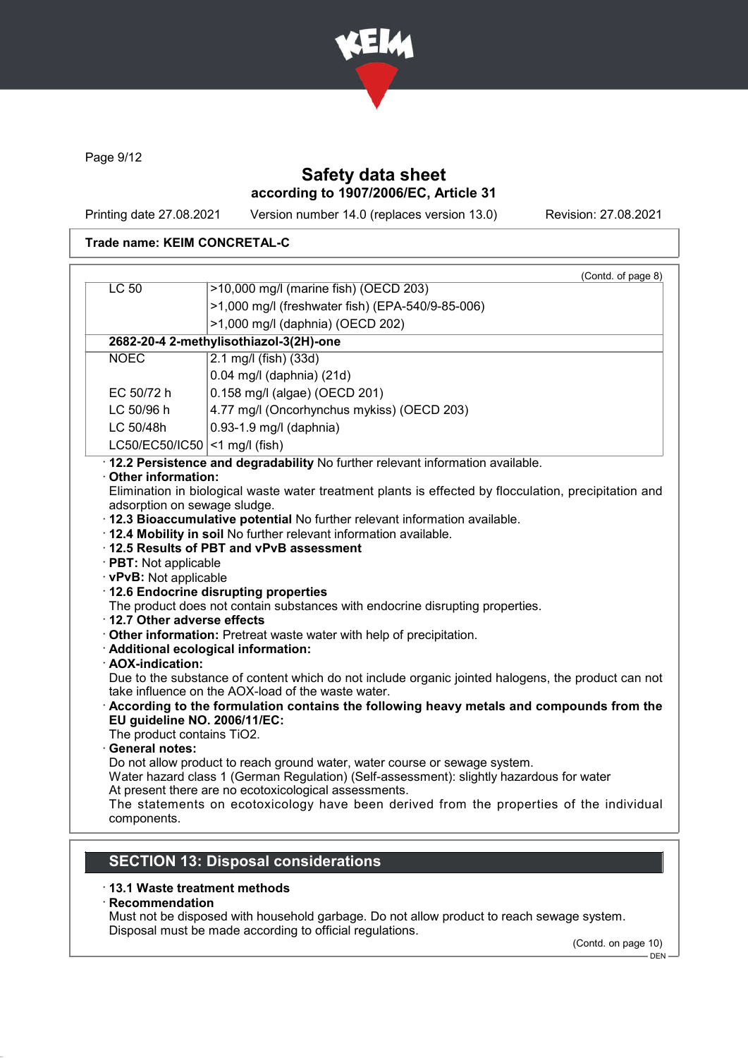Trade name: KEIM CONCRETAL-C

(Contd. of page 8)

| | |
|---|---|
| LC 50 | >10,000 mg/l (marine fish) (OECD 203) |
| | >1,000 mg/l (freshwater fish) (EPA-540/9-85-006) |
| | >1,000 mg/l (daphnia) (OECD 202) |
| **2682-20-4 2-methylisothiazol-3(2H)-one** | |
| NOEC | 2.1 mg/l (fish) (33d) |
| | 0.04 mg/l (daphnia) (21d) |
| EC 50/72 h | 0.158 mg/l (algae) (OECD 201) |
| LC 50/96 h | 4.77 mg/l (Oncorhynchus mykiss) (OECD 203) |
| LC 50/48h | 0.93-1.9 mg/l (daphnia) |
| LC50/EC50/IC50 | <1 mg/l (fish) |

· **12.2 Persistence and degradability** No further relevant information available.

· **Other information:**
Elimination in biological waste water treatment plants is effected by flocculation, precipitation and adsorption on sewage sludge.

· **12.3 Bioaccumulative potential** No further relevant information available.

· **12.4 Mobility in soil** No further relevant information available.

· **12.5 Results of PBT and vPvB assessment**

· **PBT:** Not applicable

· **vPvB:** Not applicable

· **12.6 Endocrine disrupting properties**
The product does not contain substances with endocrine disrupting properties.

· **12.7 Other adverse effects**

· **Other information:** Pretreat waste water with help of precipitation.

· **Additional ecological information:**

· **AOX-indication:**
Due to the substance of content which do not include organic jointed halogens, the product can not take influence on the AOX-load of the waste water.

· **According to the formulation contains the following heavy metals and compounds from the EU guideline NO. 2006/11/EC:**
The product contains $TiO_2$.

· **General notes:**
Do not allow product to reach ground water, water course or sewage system.
Water hazard class 1 (German Regulation) (Self-assessment): slightly hazardous for water
At present there are no ecotoxicological assessments.
The statements on ecotoxicology have been derived from the properties of the individual components.

## SECTION 13: Disposal considerations

· **13.1 Waste treatment methods**

· **Recommendation**
Must not be disposed with household garbage. Do not allow product to reach sewage system.
Disposal must be made according to official regulations.

(Contd. on page 10)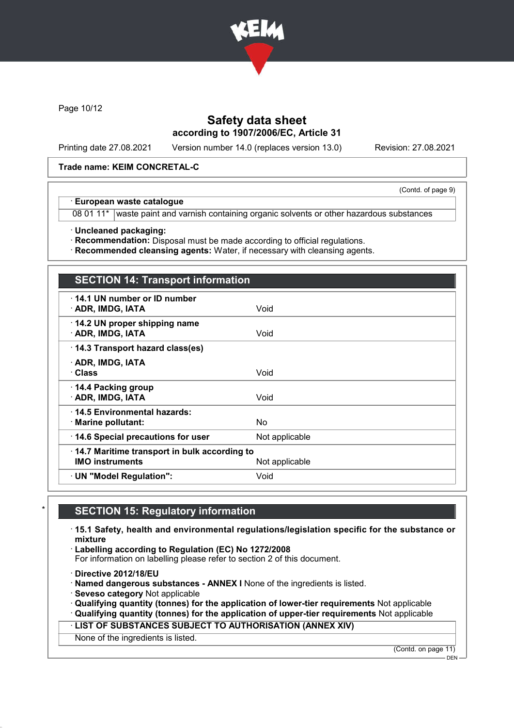**Trade name: KEIM CONCRETAL-C**

(Contd. of page 9)

| · European waste catalogue | |
|---|---|
| 08 01 11* | waste paint and varnish containing organic solvents or other hazardous substances |

· **Uncleaned packaging:**
· **Recommendation:** Disposal must be made according to official regulations.
· **Recommended cleansing agents:** Water, if necessary with cleansing agents.

## SECTION 14: Transport information

| | |
|---|---|
| · **14.1 UN number or ID number** | |
| · **ADR, IMDG, IATA** | Void |
| · **14.2 UN proper shipping name** | |
| · **ADR, IMDG, IATA** | Void |
| · **14.3 Transport hazard class(es)** | |
| · **ADR, IMDG, IATA** | |
| · **Class** | Void |
| · **14.4 Packing group** | |
| · **ADR, IMDG, IATA** | Void |
| · **14.5 Environmental hazards:** | |
| · **Marine pollutant:** | No |
| · **14.6 Special precautions for user** | Not applicable |
| · **14.7 Maritime transport in bulk according to IMO instruments** | Not applicable |
| · **UN "Model Regulation":** | Void |

## SECTION 15: Regulatory information

· **15.1 Safety, health and environmental regulations/legislation specific for the substance or mixture**
· **Labelling according to Regulation (EC) No 1272/2008**
For information on labelling please refer to section 2 of this document.

· **Directive 2012/18/EU**
· **Named dangerous substances - ANNEX I** None of the ingredients is listed.
· **Seveso category** Not applicable
· **Qualifying quantity (tonnes) for the application of lower-tier requirements** Not applicable
· **Qualifying quantity (tonnes) for the application of upper-tier requirements** Not applicable

| · LIST OF SUBSTANCES SUBJECT TO AUTHORISATION (ANNEX XIV) |
|---|
| None of the ingredients is listed. |

(Contd. on page 11)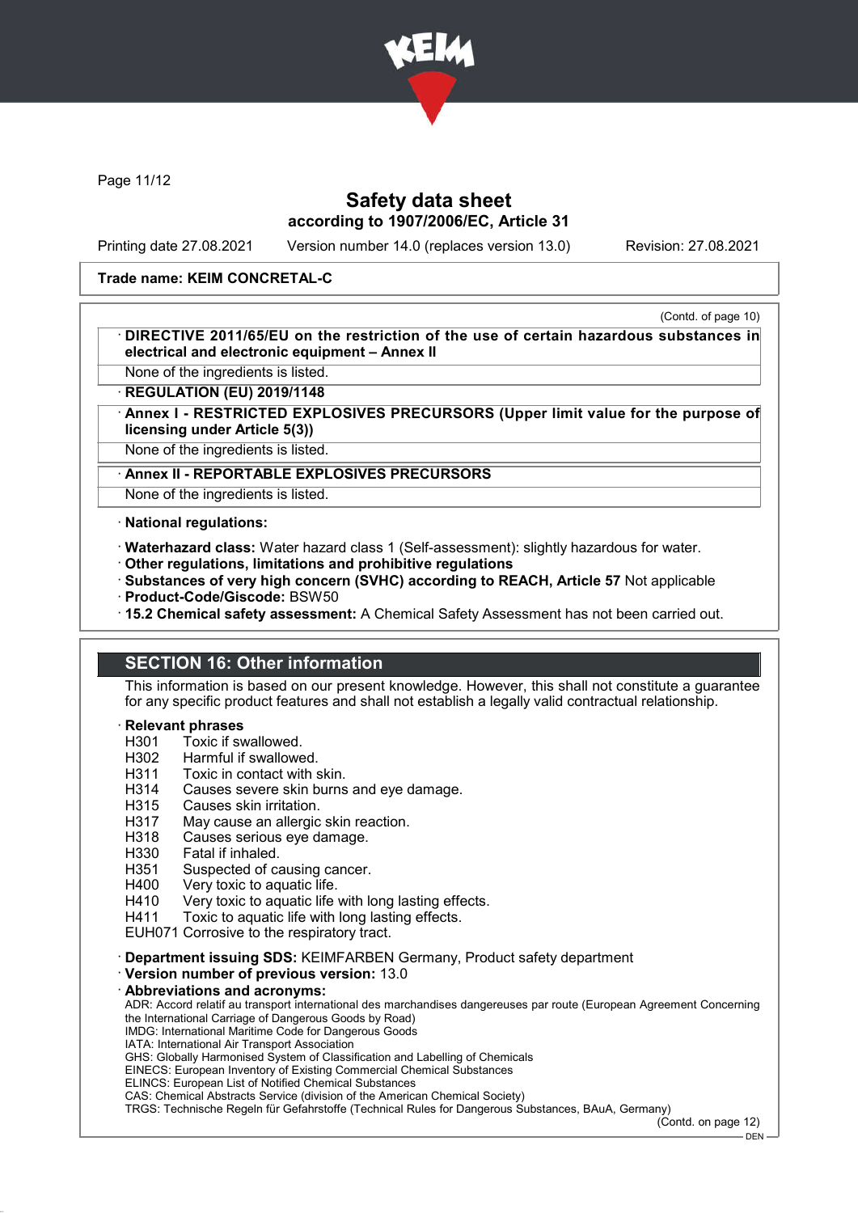**Trade name: KEIM CONCRETAL-C**

(Contd. of page 10)

· **DIRECTIVE 2011/65/EU on the restriction of the use of certain hazardous substances in electrical and electronic equipment – Annex II**

None of the ingredients is listed.

· **REGULATION (EU) 2019/1148**

· **Annex I - RESTRICTED EXPLOSIVES PRECURSORS (Upper limit value for the purpose of licensing under Article 5(3))**

None of the ingredients is listed.

· **Annex II - REPORTABLE EXPLOSIVES PRECURSORS**

None of the ingredients is listed.

· **National regulations:**

· **Waterhazard class:** Water hazard class 1 (Self-assessment): slightly hazardous for water.
· **Other regulations, limitations and prohibitive regulations**
· **Substances of very high concern (SVHC) according to REACH, Article 57** Not applicable
· **Product-Code/Giscode:** BSW50
· **15.2 Chemical safety assessment:** A Chemical Safety Assessment has not been carried out.

## SECTION 16: Other information

This information is based on our present knowledge. However, this shall not constitute a guarantee for any specific product features and shall not establish a legally valid contractual relationship.

· **Relevant phrases**

H301 Toxic if swallowed.
H302 Harmful if swallowed.
H311 Toxic in contact with skin.
H314 Causes severe skin burns and eye damage.
H315 Causes skin irritation.
H317 May cause an allergic skin reaction.
H318 Causes serious eye damage.
H330 Fatal if inhaled.
H351 Suspected of causing cancer.
H400 Very toxic to aquatic life.
H410 Very toxic to aquatic life with long lasting effects.
H411 Toxic to aquatic life with long lasting effects.
EUH071 Corrosive to the respiratory tract.

· **Department issuing SDS:** KEIMFARBEN Germany, Product safety department
· **Version number of previous version:** 13.0
· **Abbreviations and acronyms:**

ADR: Accord relatif au transport international des marchandises dangereuses par route (European Agreement Concerning the International Carriage of Dangerous Goods by Road)
IMDG: International Maritime Code for Dangerous Goods
IATA: International Air Transport Association
GHS: Globally Harmonised System of Classification and Labelling of Chemicals
EINECS: European Inventory of Existing Commercial Chemical Substances
ELINCS: European List of Notified Chemical Substances
CAS: Chemical Abstracts Service (division of the American Chemical Society)
TRGS: Technische Regeln für Gefahrstoffe (Technical Rules for Dangerous Substances, BAuA, Germany)

(Contd. on page 12)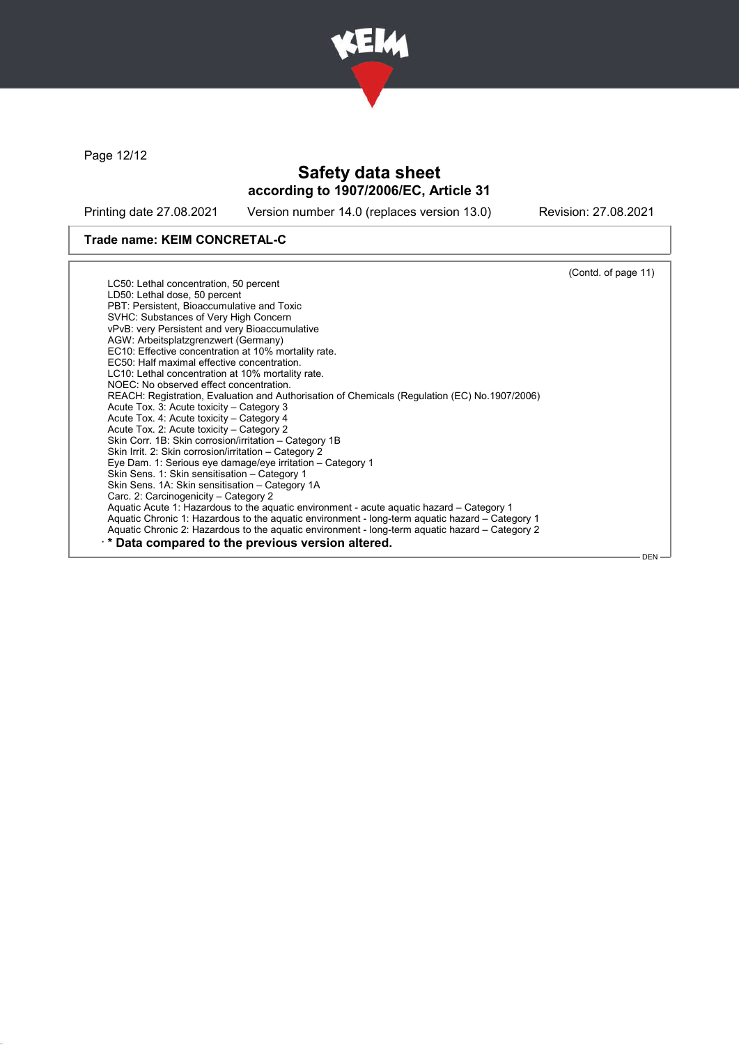# Safety data sheet
## according to 1907/2006/EC, Article 31

Printing date 27.08.2021 Version number 14.0 (replaces version 13.0) Revision: 27.08.2021

**Trade name: KEIM CONCRETAL-C**

(Contd. of page 11)

LC50: Lethal concentration, 50 percent
LD50: Lethal dose, 50 percent
PBT: Persistent, Bioaccumulative and Toxic
SVHC: Substances of Very High Concern
vPvB: very Persistent and very Bioaccumulative
AGW: Arbeitsplatzgrenzwert (Germany)
EC10: Effective concentration at 10% mortality rate.
EC50: Half maximal effective concentration.
LC10: Lethal concentration at 10% mortality rate.
NOEC: No observed effect concentration.
REACH: Registration, Evaluation and Authorisation of Chemicals (Regulation (EC) No.1907/2006)
Acute Tox. 3: Acute toxicity – Category 3
Acute Tox. 4: Acute toxicity – Category 4
Acute Tox. 2: Acute toxicity – Category 2
Skin Corr. 1B: Skin corrosion/irritation – Category 1B
Skin Irrit. 2: Skin corrosion/irritation – Category 2
Eye Dam. 1: Serious eye damage/eye irritation – Category 1
Skin Sens. 1: Skin sensitisation – Category 1
Skin Sens. 1A: Skin sensitisation – Category 1A
Carc. 2: Carcinogenicity – Category 2
Aquatic Acute 1: Hazardous to the aquatic environment - acute aquatic hazard – Category 1
Aquatic Chronic 1: Hazardous to the aquatic environment - long-term aquatic hazard – Category 1
Aquatic Chronic 2: Hazardous to the aquatic environment - long-term aquatic hazard – Category 2

· **\* Data compared to the previous version altered.**

DEN